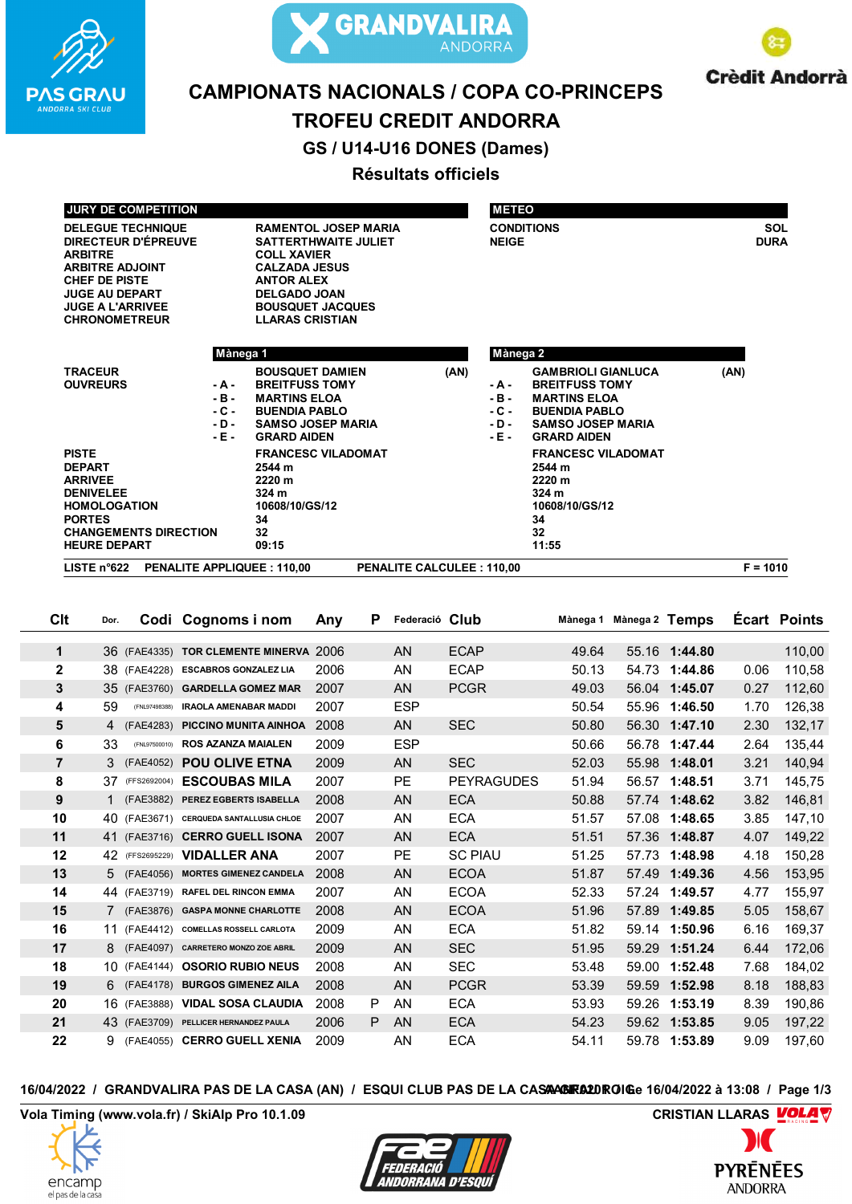# CAMPIONATS NACIONALS / COPA CO-PRINCEPS

## TROFEU CREDIT ANDORRA

### GS / U14-U16 DONES (Dames)

### Résultats officiels

| JURY DE COMPETITION | |
|---|---|
| DELEGUE TECHNIQUE | RAMENTOL JOSEP MARIA |
| DIRECTEUR D'ÉPREUVE | SATTERTHWAITE JULIET |
| ARBITRE | COLL XAVIER |
| ARBITRE ADJOINT | CALZADA JESUS |
| CHEF DE PISTE | ANTOR ALEX |
| JUGE AU DEPART | DELGADO JOAN |
| JUGE A L'ARRIVEE | BOUSQUET JACQUES |
| CHRONOMETREUR | LLARAS CRISTIAN |

| METEO | |
|---|---|
| CONDITIONS | SOL |
| NEIGE | DURA |

| | Mànega 1 | Mànega 2 |
|---|---|---|
| TRACEUR | BOUSQUET DAMIEN (AN) | GAMBRIOLI GIANLUCA (AN) |
| OUVREURS -A- | BREITFUSS TOMY | BREITFUSS TOMY |
| -B- | MARTINS ELOA | MARTINS ELOA |
| -C- | BUENDIA PABLO | BUENDIA PABLO |
| -D- | SAMSO JOSEP MARIA | SAMSO JOSEP MARIA |
| -E- | GRARD AIDEN | GRARD AIDEN |
| PISTE | FRANCESC VILADOMAT | FRANCESC VILADOMAT |
| DEPART | 2544 m | 2544 m |
| ARRIVEE | 2220 m | 2220 m |
| DENIVELEE | 324 m | 324 m |
| HOMOLOGATION | 10608/10/GS/12 | 10608/10/GS/12 |
| PORTES | 34 | 34 |
| CHANGEMENTS DIRECTION | 32 | 32 |
| HEURE DEPART | 09:15 | 11:55 |

LISTE n°622 PENALITE APPLIQUEE : 110,00 PENALITE CALCULEE : 110,00 F = 1010

| Clt | Dor. | Codi | Cognoms i nom | Any | P | Federació | Club | Mànega 1 | Mànega 2 | Temps | Écart | Points |
|---|---|---|---|---|---|---|---|---|---|---|---|---|
| 1 | 36 | (FAE4335) | TOR CLEMENTE MINERVA | 2006 | | AN | ECAP | 49.64 | 55.16 | **1:44.80** | | 110,00 |
| 2 | 38 | (FAE4228) | ESCABROS GONZALEZ LIA | 2006 | | AN | ECAP | 50.13 | 54.73 | **1:44.86** | 0.06 | 110,58 |
| 3 | 35 | (FAE3760) | GARDELLA GOMEZ MAR | 2007 | | AN | PCGR | 49.03 | 56.04 | **1:45.07** | 0.27 | 112,60 |
| 4 | 59 | (FNL97498388) | IRAOLA AMENABAR MADDI | 2007 | | ESP | | 50.54 | 55.96 | **1:46.50** | 1.70 | 126,38 |
| 5 | 4 | (FAE4283) | PICCINO MUNITA AINHOA | 2008 | | AN | SEC | 50.80 | 56.30 | **1:47.10** | 2.30 | 132,17 |
| 6 | 33 | (FNL97500010) | ROS AZANZA MAIALEN | 2009 | | ESP | | 50.66 | 56.78 | **1:47.44** | 2.64 | 135,44 |
| 7 | 3 | (FAE4052) | POU OLIVE ETNA | 2009 | | AN | SEC | 52.03 | 55.98 | **1:48.01** | 3.21 | 140,94 |
| 8 | 37 | (FFS2692004) | ESCOUBAS MILA | 2007 | | PE | PEYRAGUDES | 51.94 | 56.57 | **1:48.51** | 3.71 | 145,75 |
| 9 | 1 | (FAE3882) | PEREZ EGBERTS ISABELLA | 2008 | | AN | ECA | 50.88 | 57.74 | **1:48.62** | 3.82 | 146,81 |
| 10 | 40 | (FAE3671) | CERQUEDA SANTALLUSIA CHLOE | 2007 | | AN | ECA | 51.57 | 57.08 | **1:48.65** | 3.85 | 147,10 |
| 11 | 41 | (FAE3716) | CERRO GUELL ISONA | 2007 | | AN | ECA | 51.51 | 57.36 | **1:48.87** | 4.07 | 149,22 |
| 12 | 42 | (FFS2695229) | VIDALLER ANA | 2007 | | PE | SC PIAU | 51.25 | 57.73 | **1:48.98** | 4.18 | 150,28 |
| 13 | 5 | (FAE4056) | MORTES GIMENEZ CANDELA | 2008 | | AN | ECOA | 51.87 | 57.49 | **1:49.36** | 4.56 | 153,95 |
| 14 | 44 | (FAE3719) | RAFEL DEL RINCON EMMA | 2007 | | AN | ECOA | 52.33 | 57.24 | **1:49.57** | 4.77 | 155,97 |
| 15 | 7 | (FAE3876) | GASPA MONNE CHARLOTTE | 2008 | | AN | ECOA | 51.96 | 57.89 | **1:49.85** | 5.05 | 158,67 |
| 16 | 11 | (FAE4412) | COMELLAS ROSSELL CARLOTA | 2009 | | AN | ECA | 51.82 | 59.14 | **1:50.96** | 6.16 | 169,37 |
| 17 | 8 | (FAE4097) | CARRETERO MONZO ZOE ABRIL | 2009 | | AN | SEC | 51.95 | 59.29 | **1:51.24** | 6.44 | 172,06 |
| 18 | 10 | (FAE4144) | OSORIO RUBIO NEUS | 2008 | | AN | SEC | 53.48 | 59.00 | **1:52.48** | 7.68 | 184,02 |
| 19 | 6 | (FAE4178) | BURGOS GIMENEZ AILA | 2008 | | AN | PCGR | 53.39 | 59.59 | **1:52.98** | 8.18 | 188,83 |
| 20 | 16 | (FAE3888) | VIDAL SOSA CLAUDIA | 2008 | P | AN | ECA | 53.93 | 59.26 | **1:53.19** | 8.39 | 190,86 |
| 21 | 43 | (FAE3709) | PELLICER HERNANDEZ PAULA | 2006 | P | AN | ECA | 54.23 | 59.62 | **1:53.85** | 9.05 | 197,22 |
| 22 | 9 | (FAE4055) | CERRO GUELL XENIA | 2009 | | AN | ECA | 54.11 | 59.78 | **1:53.89** | 9.09 | 197,60 |

16/04/2022 / GRANDVALIRA PAS DE LA CASA (AN) / ESQUI CLUB PAS DE LA CASA GRAU ROIG / AA0020 / Edité le 16/04/2022 à 13:08

Vola Timing (www.vola.fr) / SkiAlp Pro 10.1.09 CRISTIAN LLARAS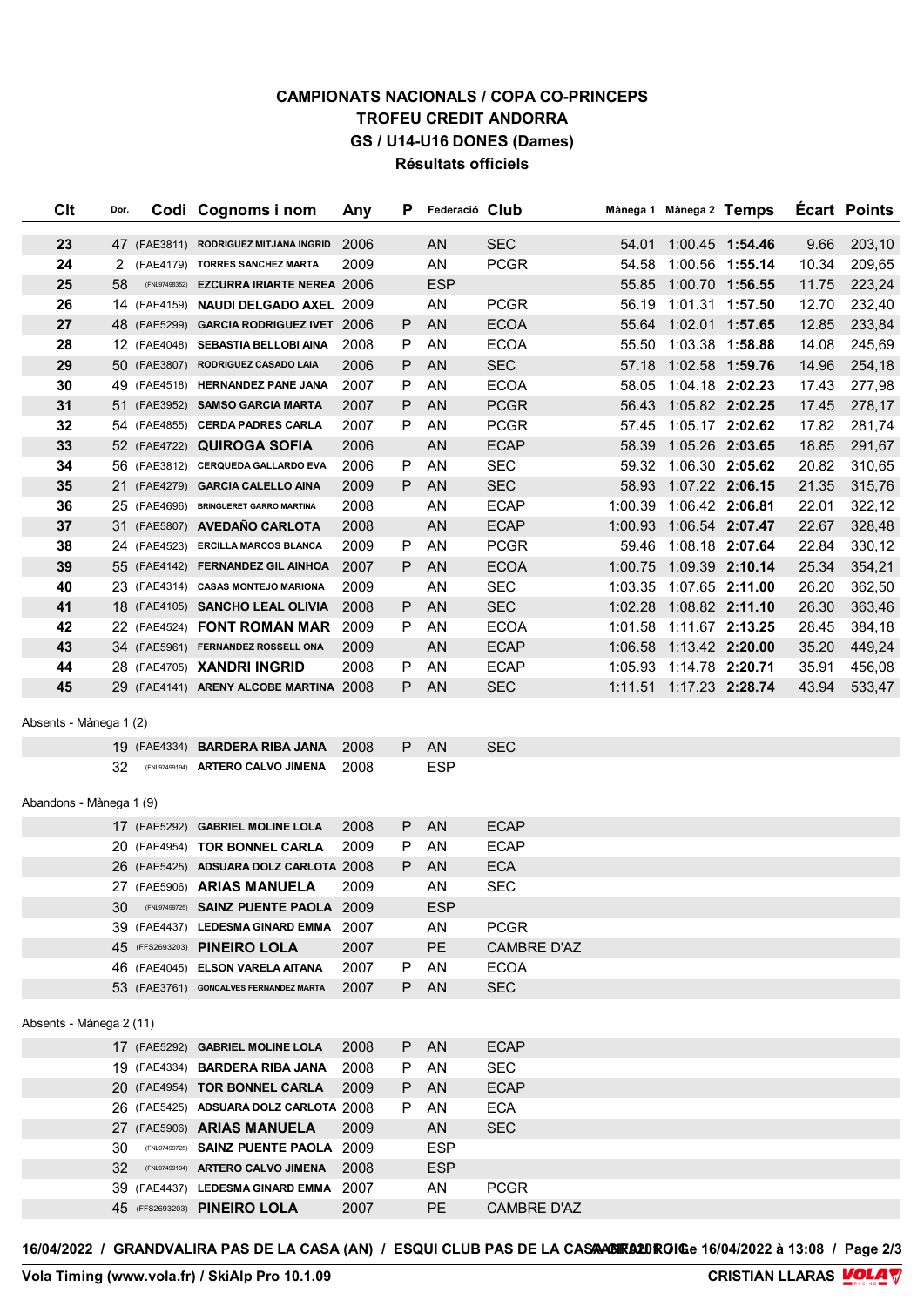# CAMPIONATS NACIONALS / COPA CO-PRINCEPS
# TROFEU CREDIT ANDORRA
## GS / U14-U16 DONES (Dames)
### Résultats officiels

| Clt | Dor. | Codi | Cognoms i nom | Any | P | Federació | Club | Mànega 1 | Mànega 2 | Temps | Écart | Points |
|---|---|---|---|---|---|---|---|---|---|---|---|---|
| 23 | 47 | (FAE3811) | RODRIGUEZ MITJANA INGRID | 2006 | | AN | SEC | 54.01 | 1:00.45 | **1:54.46** | 9.66 | 203,10 |
| 24 | 2 | (FAE4179) | TORRES SANCHEZ MARTA | 2009 | | AN | PCGR | 54.58 | 1:00.56 | **1:55.14** | 10.34 | 209,65 |
| 25 | 58 | (FNL97498352) | EZCURRA IRIARTE NEREA | 2006 | | ESP | | 55.85 | 1:00.70 | **1:56.55** | 11.75 | 223,24 |
| 26 | 14 | (FAE4159) | NAUDI DELGADO AXEL | 2009 | | AN | PCGR | 56.19 | 1:01.31 | **1:57.50** | 12.70 | 232,40 |
| 27 | 48 | (FAE5299) | GARCIA RODRIGUEZ IVET | 2006 | P | AN | ECOA | 55.64 | 1:02.01 | **1:57.65** | 12.85 | 233,84 |
| 28 | 12 | (FAE4048) | SEBASTIA BELLOBI AINA | 2008 | P | AN | ECOA | 55.50 | 1:03.38 | **1:58.88** | 14.08 | 245,69 |
| 29 | 50 | (FAE3807) | RODRIGUEZ CASADO LAIA | 2006 | P | AN | SEC | 57.18 | 1:02.58 | **1:59.76** | 14.96 | 254,18 |
| 30 | 49 | (FAE4518) | HERNANDEZ PANE JANA | 2007 | P | AN | ECOA | 58.05 | 1:04.18 | **2:02.23** | 17.43 | 277,98 |
| 31 | 51 | (FAE3952) | SAMSO GARCIA MARTA | 2007 | P | AN | PCGR | 56.43 | 1:05.82 | **2:02.25** | 17.45 | 278,17 |
| 32 | 54 | (FAE4855) | CERDA PADRES CARLA | 2007 | P | AN | PCGR | 57.45 | 1:05.17 | **2:02.62** | 17.82 | 281,74 |
| 33 | 52 | (FAE4722) | QUIROGA SOFIA | 2006 | | AN | ECAP | 58.39 | 1:05.26 | **2:03.65** | 18.85 | 291,67 |
| 34 | 56 | (FAE3812) | CERQUEDA GALLARDO EVA | 2006 | P | AN | SEC | 59.32 | 1:06.30 | **2:05.62** | 20.82 | 310,65 |
| 35 | 21 | (FAE4279) | GARCIA CALELLO AINA | 2009 | P | AN | SEC | 58.93 | 1:07.22 | **2:06.15** | 21.35 | 315,76 |
| 36 | 25 | (FAE4696) | BRINGUERET GARRO MARTINA | 2008 | | AN | ECAP | 1:00.39 | 1:06.42 | **2:06.81** | 22.01 | 322,12 |
| 37 | 31 | (FAE5807) | AVEDAÑO CARLOTA | 2008 | | AN | ECAP | 1:00.93 | 1:06.54 | **2:07.47** | 22.67 | 328,48 |
| 38 | 24 | (FAE4523) | ERCILLA MARCOS BLANCA | 2009 | P | AN | PCGR | 59.46 | 1:08.18 | **2:07.64** | 22.84 | 330,12 |
| 39 | 55 | (FAE4142) | FERNANDEZ GIL AINHOA | 2007 | P | AN | ECOA | 1:00.75 | 1:09.39 | **2:10.14** | 25.34 | 354,21 |
| 40 | 23 | (FAE4314) | CASAS MONTEJO MARIONA | 2009 | | AN | SEC | 1:03.35 | 1:07.65 | **2:11.00** | 26.20 | 362,50 |
| 41 | 18 | (FAE4105) | SANCHO LEAL OLIVIA | 2008 | P | AN | SEC | 1:02.28 | 1:08.82 | **2:11.10** | 26.30 | 363,46 |
| 42 | 22 | (FAE4524) | FONT ROMAN MAR | 2009 | P | AN | ECOA | 1:01.58 | 1:11.67 | **2:13.25** | 28.45 | 384,18 |
| 43 | 34 | (FAE5961) | FERNANDEZ ROSSELL ONA | 2009 | | AN | ECAP | 1:06.58 | 1:13.42 | **2:20.00** | 35.20 | 449,24 |
| 44 | 28 | (FAE4705) | XANDRI INGRID | 2008 | P | AN | ECAP | 1:05.93 | 1:14.78 | **2:20.71** | 35.91 | 456,08 |
| 45 | 29 | (FAE4141) | ARENY ALCOBE MARTINA | 2008 | P | AN | SEC | 1:11.51 | 1:17.23 | **2:28.74** | 43.94 | 533,47 |

Absents - Mànega 1 (2)

| Dor. | Codi | Cognoms i nom | Any | P | Federació | Club |
|---|---|---|---|---|---|---|
| 19 | (FAE4334) | BARDERA RIBA JANA | 2008 | P | AN | SEC |
| 32 | (FNL97499194) | ARTERO CALVO JIMENA | 2008 | | ESP | |

Abandons - Mànega 1 (9)

| Dor. | Codi | Cognoms i nom | Any | P | Federació | Club |
|---|---|---|---|---|---|---|
| 17 | (FAE5292) | GABRIEL MOLINE LOLA | 2008 | P | AN | ECAP |
| 20 | (FAE4954) | TOR BONNEL CARLA | 2009 | P | AN | ECAP |
| 26 | (FAE5425) | ADSUARA DOLZ CARLOTA | 2008 | P | AN | ECA |
| 27 | (FAE5906) | ARIAS MANUELA | 2009 | | AN | SEC |
| 30 | (FNL97499725) | SAINZ PUENTE PAOLA | 2009 | | ESP | |
| 39 | (FAE4437) | LEDESMA GINARD EMMA | 2007 | | AN | PCGR |
| 45 | (FFS2693203) | PINEIRO LOLA | 2007 | | PE | CAMBRE D'AZ |
| 46 | (FAE4045) | ELSON VARELA AITANA | 2007 | P | AN | ECOA |
| 53 | (FAE3761) | GONCALVES FERNANDEZ MARTA | 2007 | P | AN | SEC |

Absents - Mànega 2 (11)

| Dor. | Codi | Cognoms i nom | Any | P | Federació | Club |
|---|---|---|---|---|---|---|
| 17 | (FAE5292) | GABRIEL MOLINE LOLA | 2008 | P | AN | ECAP |
| 19 | (FAE4334) | BARDERA RIBA JANA | 2008 | P | AN | SEC |
| 20 | (FAE4954) | TOR BONNEL CARLA | 2009 | P | AN | ECAP |
| 26 | (FAE5425) | ADSUARA DOLZ CARLOTA | 2008 | P | AN | ECA |
| 27 | (FAE5906) | ARIAS MANUELA | 2009 | | AN | SEC |
| 30 | (FNL97499725) | SAINZ PUENTE PAOLA | 2009 | | ESP | |
| 32 | (FNL97499194) | ARTERO CALVO JIMENA | 2008 | | ESP | |
| 39 | (FAE4437) | LEDESMA GINARD EMMA | 2007 | | AN | PCGR |
| 45 | (FFS2693203) | PINEIRO LOLA | 2007 | | PE | CAMBRE D'AZ |

16/04/2022 / GRANDVALIRA PAS DE LA CASA (AN) / ESQUI CLUB PAS DE LA CASA-GRAU ROIG

Vola Timing (www.vola.fr) / SkiAlp Pro 10.1.09 — CRISTIAN LLARAS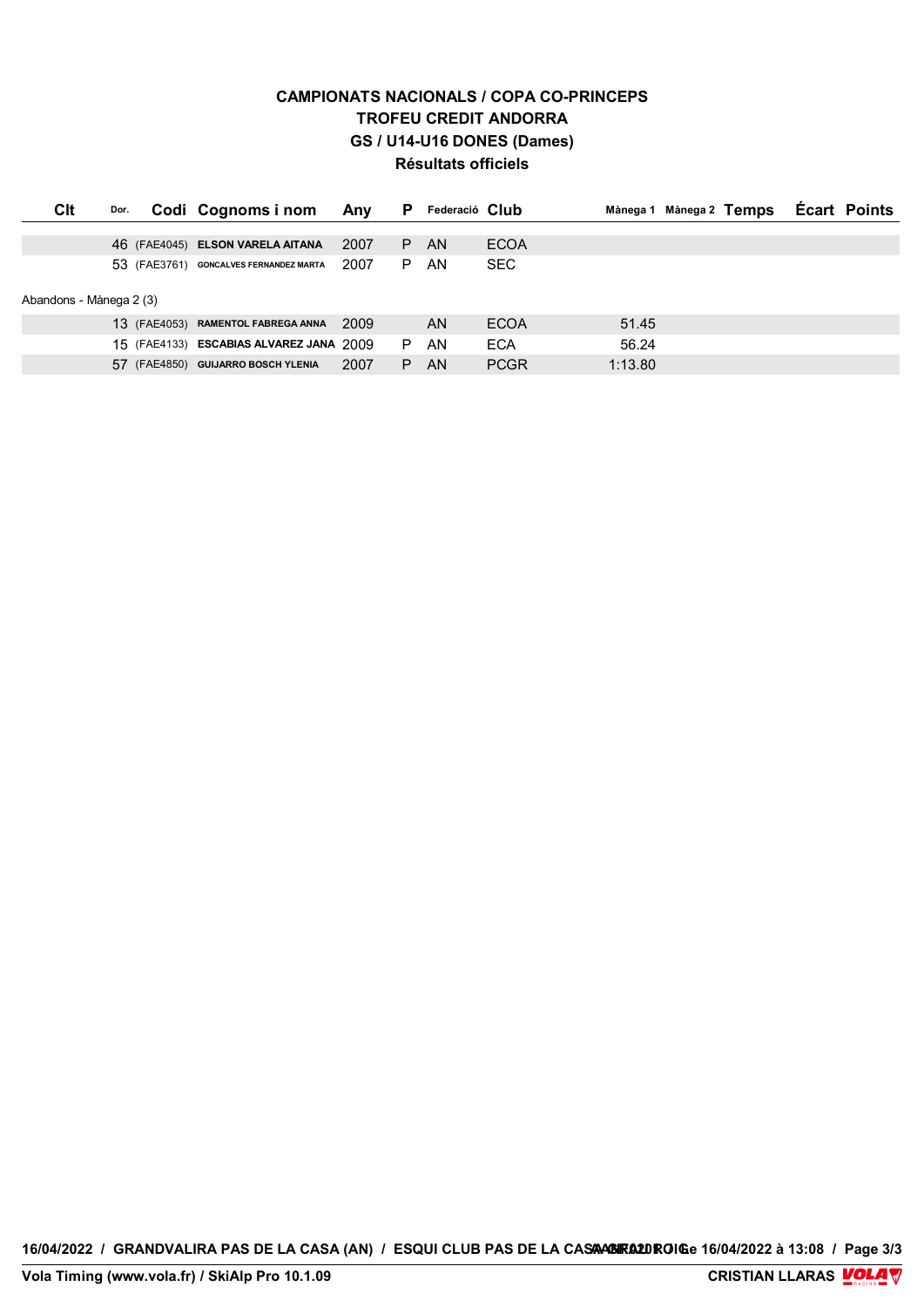**CAMPIONATS NACIONALS / COPA CO-PRINCEPS**
**TROFEU CREDIT ANDORRA**
**GS / U14-U16 DONES (Dames)**
**Résultats officiels**

| Clt | Dor. | Codi | Cognoms i nom | Any | P | Federació | Club | Mànega 1 | Mànega 2 | Temps | Écart | Points |
|---|---|---|---|---|---|---|---|---|---|---|---|---|
| | 46 | (FAE4045) | **ELSON VARELA AITANA** | 2007 | P | AN | ECOA | | | | | |
| | 53 | (FAE3761) | **GONCALVES FERNANDEZ MARTA** | 2007 | P | AN | SEC | | | | | |
| Abandons - Mànega 2 (3) | | | | | | | | | | | | |
| | 13 | (FAE4053) | **RAMENTOL FABREGA ANNA** | 2009 | | AN | ECOA | 51.45 | | | | |
| | 15 | (FAE4133) | **ESCABIAS ALVAREZ JANA** | 2009 | P | AN | ECA | 56.24 | | | | |
| | 57 | (FAE4850) | **GUIJARRO BOSCH YLENIA** | 2007 | P | AN | PCGR | 1:13.80 | | | | |

16/04/2022 / GRANDVALIRA PAS DE LA CASA (AN) / ESQUI CLUB PAS DE LA CASA / AAGIR020 / le 16/04/2022 à 13:08

Vola Timing (www.vola.fr) / SkiAlp Pro 10.1.09

CRISTIAN LLARAS